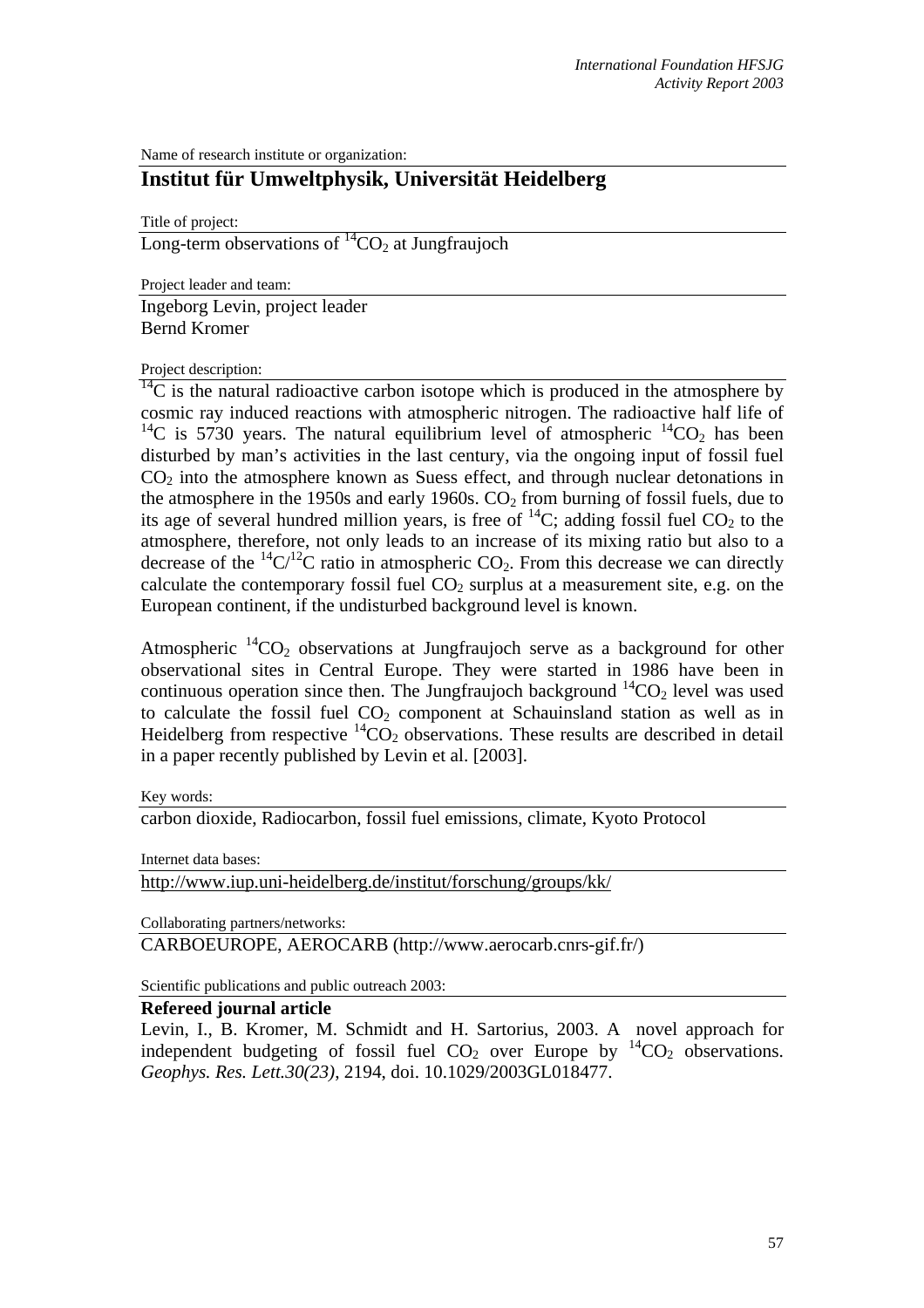Name of research institute or organization:

## Institut für Umweltphysik, Universität Heidelberg

Title of project:

Long-term observations of $^{14}CO_2$ at Jungfraujoch

Project leader and team:

Ingeborg Levin, project leader
Bernd Kromer

Project description:

$^{14}C$ is the natural radioactive carbon isotope which is produced in the atmosphere by cosmic ray induced reactions with atmospheric nitrogen. The radioactive half life of $^{14}C$ is 5730 years. The natural equilibrium level of atmospheric $^{14}CO_2$ has been disturbed by man's activities in the last century, via the ongoing input of fossil fuel $CO_2$ into the atmosphere known as Suess effect, and through nuclear detonations in the atmosphere in the 1950s and early 1960s. $CO_2$ from burning of fossil fuels, due to its age of several hundred million years, is free of $^{14}C$; adding fossil fuel $CO_2$ to the atmosphere, therefore, not only leads to an increase of its mixing ratio but also to a decrease of the $^{14}C/^{12}C$ ratio in atmospheric $CO_2$. From this decrease we can directly calculate the contemporary fossil fuel $CO_2$ surplus at a measurement site, e.g. on the European continent, if the undisturbed background level is known.

Atmospheric $^{14}CO_2$ observations at Jungfraujoch serve as a background for other observational sites in Central Europe. They were started in 1986 have been in continuous operation since then. The Jungfraujoch background $^{14}CO_2$ level was used to calculate the fossil fuel $CO_2$ component at Schauinsland station as well as in Heidelberg from respective $^{14}CO_2$ observations. These results are described in detail in a paper recently published by Levin et al. [2003].

Key words:

carbon dioxide, Radiocarbon, fossil fuel emissions, climate, Kyoto Protocol

Internet data bases:

http://www.iup.uni-heidelberg.de/institut/forschung/groups/kk/

Collaborating partners/networks:

CARBOEUROPE, AEROCARB (http://www.aerocarb.cnrs-gif.fr/)

Scientific publications and public outreach 2003:

**Refereed journal article**

Levin, I., B. Kromer, M. Schmidt and H. Sartorius, 2003. A novel approach for independent budgeting of fossil fuel $CO_2$ over Europe by $^{14}CO_2$ observations. *Geophys. Res. Lett.30(23)*, 2194, doi. 10.1029/2003GL018477.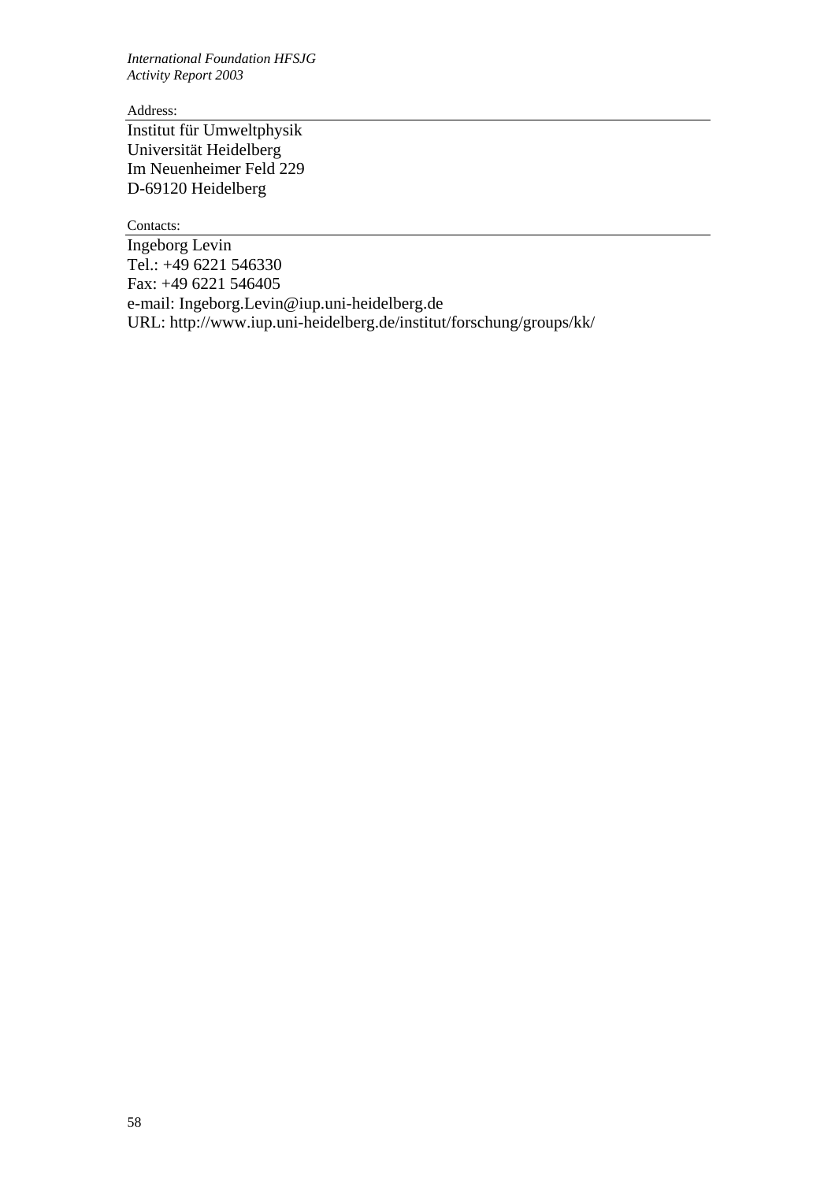Address:

Institut für Umweltphysik
Universität Heidelberg
Im Neuenheimer Feld 229
D-69120 Heidelberg

Contacts:

Ingeborg Levin
Tel.: +49 6221 546330
Fax: +49 6221 546405
e-mail: Ingeborg.Levin@iup.uni-heidelberg.de
URL: http://www.iup.uni-heidelberg.de/institut/forschung/groups/kk/